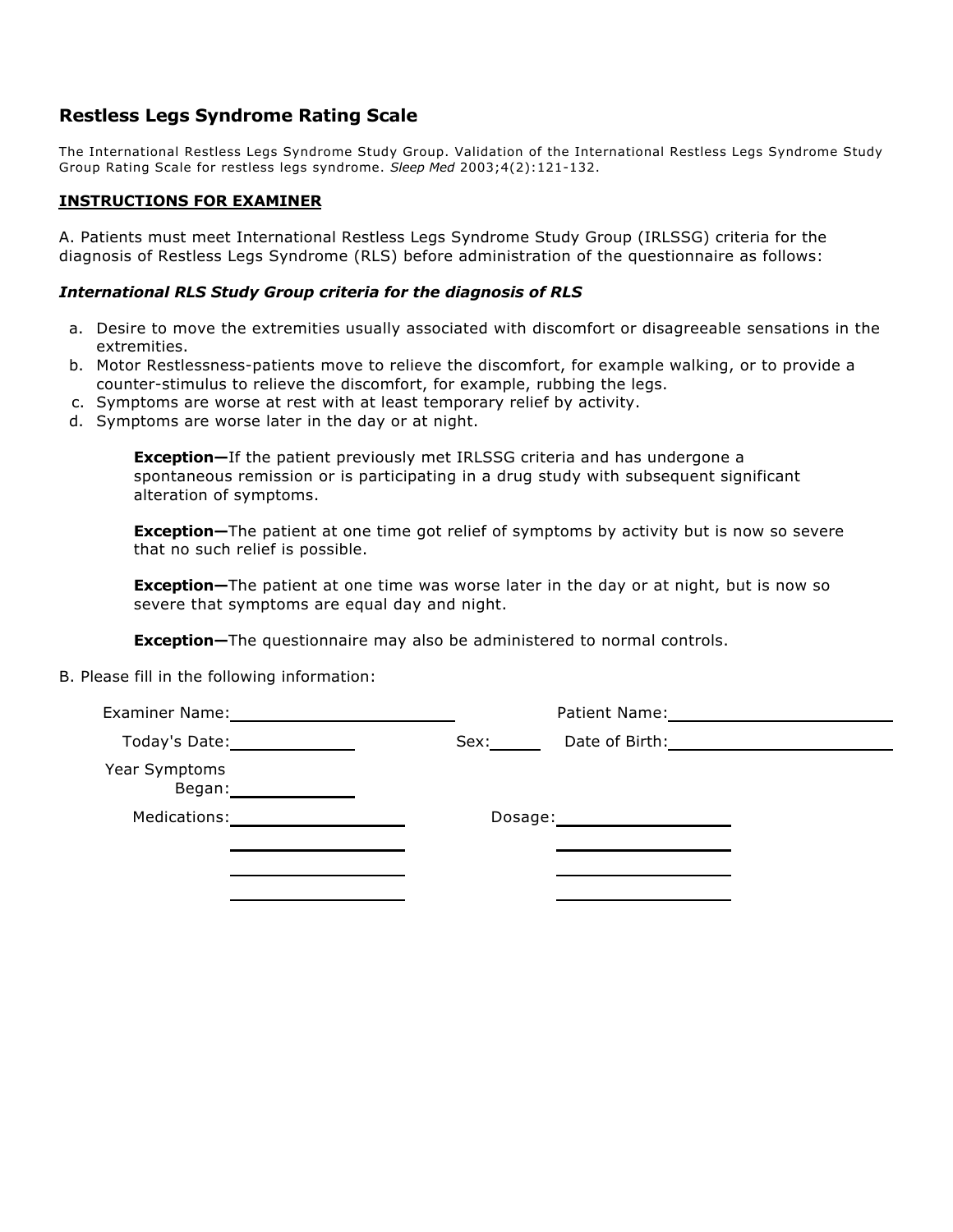## Restless Legs Syndrome Rating Scale

The International Restless Legs Syndrome Study Group. Validation of the International Restless Legs Syndrome Study Group Rating Scale for restless legs syndrome. *Sleep Med* 2003;4(2):121-132.

### INSTRUCTIONS FOR EXAMINER

A. Patients must meet International Restless Legs Syndrome Study Group (IRLSSG) criteria for the diagnosis of Restless Legs Syndrome (RLS) before administration of the questionnaire as follows:

***International RLS Study Group criteria for the diagnosis of RLS***

a. Desire to move the extremities usually associated with discomfort or disagreeable sensations in the extremities.
b. Motor Restlessness-patients move to relieve the discomfort, for example walking, or to provide a counter-stimulus to relieve the discomfort, for example, rubbing the legs.
c. Symptoms are worse at rest with at least temporary relief by activity.
d. Symptoms are worse later in the day or at night.

> **Exception—**If the patient previously met IRLSSG criteria and has undergone a spontaneous remission or is participating in a drug study with subsequent significant alteration of symptoms.
>
> **Exception—**The patient at one time got relief of symptoms by activity but is now so severe that no such relief is possible.
>
> **Exception—**The patient at one time was worse later in the day or at night, but is now so severe that symptoms are equal day and night.
>
> **Exception—**The questionnaire may also be administered to normal controls.

B. Please fill in the following information:

Examiner Name: ____________________ Patient Name: ____________________

Today's Date: __________ Sex: _____ Date of Birth: ____________________

Year Symptoms Began: __________

Medications: ________________ Dosage: ________________

________________ ________________

________________ ________________

________________ ________________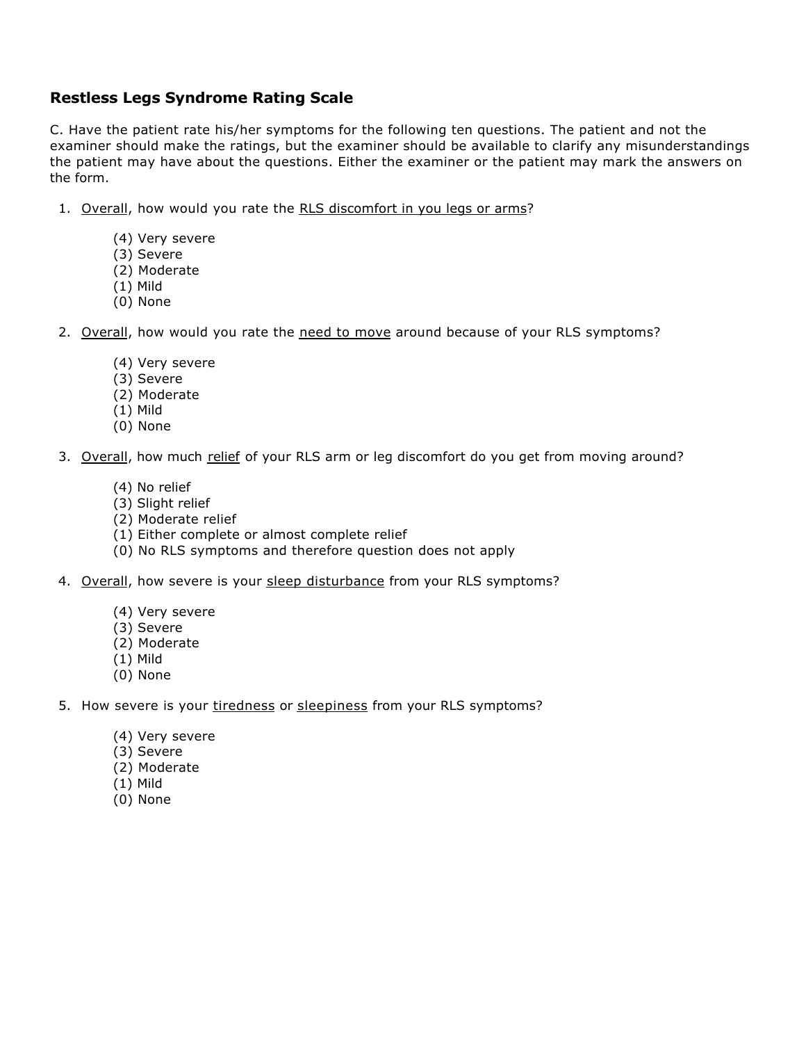## Restless Legs Syndrome Rating Scale

C. Have the patient rate his/her symptoms for the following ten questions. The patient and not the examiner should make the ratings, but the examiner should be available to clarify any misunderstandings the patient may have about the questions. Either the examiner or the patient may mark the answers on the form.

1. <u>Overall</u>, how would you rate the <u>RLS discomfort in you legs or arms</u>?

   (4) Very severe
   (3) Severe
   (2) Moderate
   (1) Mild
   (0) None

2. <u>Overall</u>, how would you rate the <u>need to move</u> around because of your RLS symptoms?

   (4) Very severe
   (3) Severe
   (2) Moderate
   (1) Mild
   (0) None

3. <u>Overall</u>, how much <u>relief</u> of your RLS arm or leg discomfort do you get from moving around?

   (4) No relief
   (3) Slight relief
   (2) Moderate relief
   (1) Either complete or almost complete relief
   (0) No RLS symptoms and therefore question does not apply

4. <u>Overall</u>, how severe is your <u>sleep disturbance</u> from your RLS symptoms?

   (4) Very severe
   (3) Severe
   (2) Moderate
   (1) Mild
   (0) None

5. How severe is your <u>tiredness</u> or <u>sleepiness</u> from your RLS symptoms?

   (4) Very severe
   (3) Severe
   (2) Moderate
   (1) Mild
   (0) None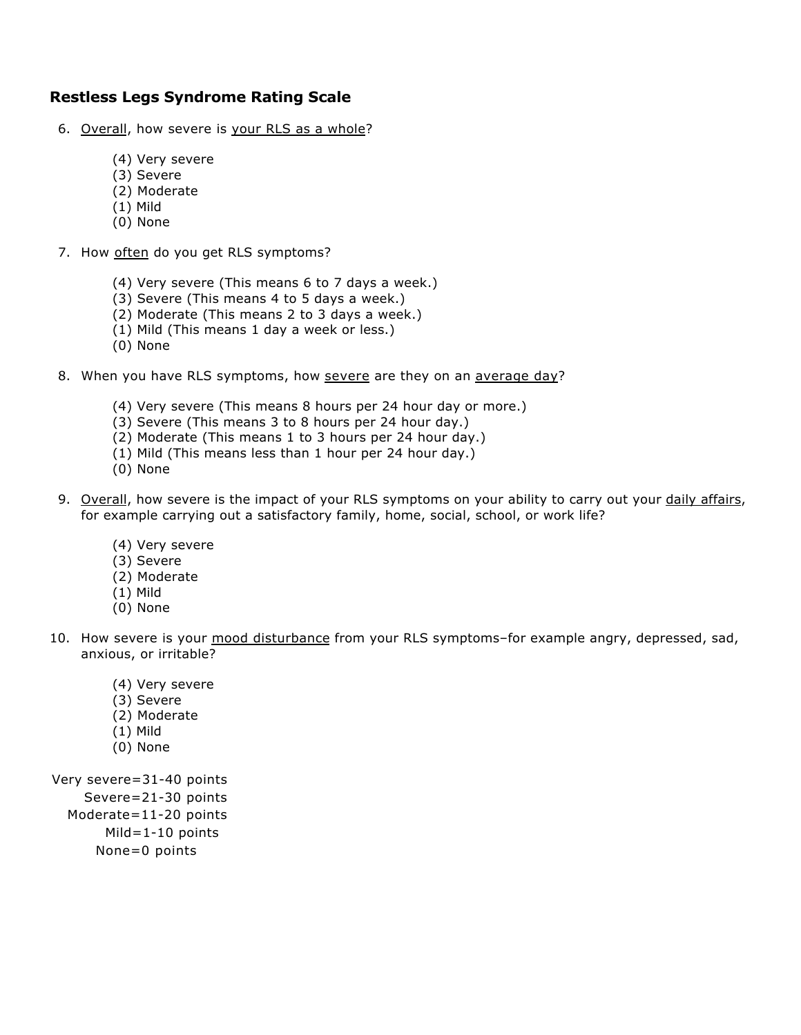## Restless Legs Syndrome Rating Scale

6. Overall, how severe is your RLS as a whole?

   (4) Very severe
   (3) Severe
   (2) Moderate
   (1) Mild
   (0) None

7. How often do you get RLS symptoms?

   (4) Very severe (This means 6 to 7 days a week.)
   (3) Severe (This means 4 to 5 days a week.)
   (2) Moderate (This means 2 to 3 days a week.)
   (1) Mild (This means 1 day a week or less.)
   (0) None

8. When you have RLS symptoms, how severe are they on an average day?

   (4) Very severe (This means 8 hours per 24 hour day or more.)
   (3) Severe (This means 3 to 8 hours per 24 hour day.)
   (2) Moderate (This means 1 to 3 hours per 24 hour day.)
   (1) Mild (This means less than 1 hour per 24 hour day.)
   (0) None

9. Overall, how severe is the impact of your RLS symptoms on your ability to carry out your daily affairs, for example carrying out a satisfactory family, home, social, school, or work life?

   (4) Very severe
   (3) Severe
   (2) Moderate
   (1) Mild
   (0) None

10. How severe is your mood disturbance from your RLS symptoms–for example angry, depressed, sad, anxious, or irritable?

    (4) Very severe
    (3) Severe
    (2) Moderate
    (1) Mild
    (0) None

Very severe=31-40 points
Severe=21-30 points
Moderate=11-20 points
Mild=1-10 points
None=0 points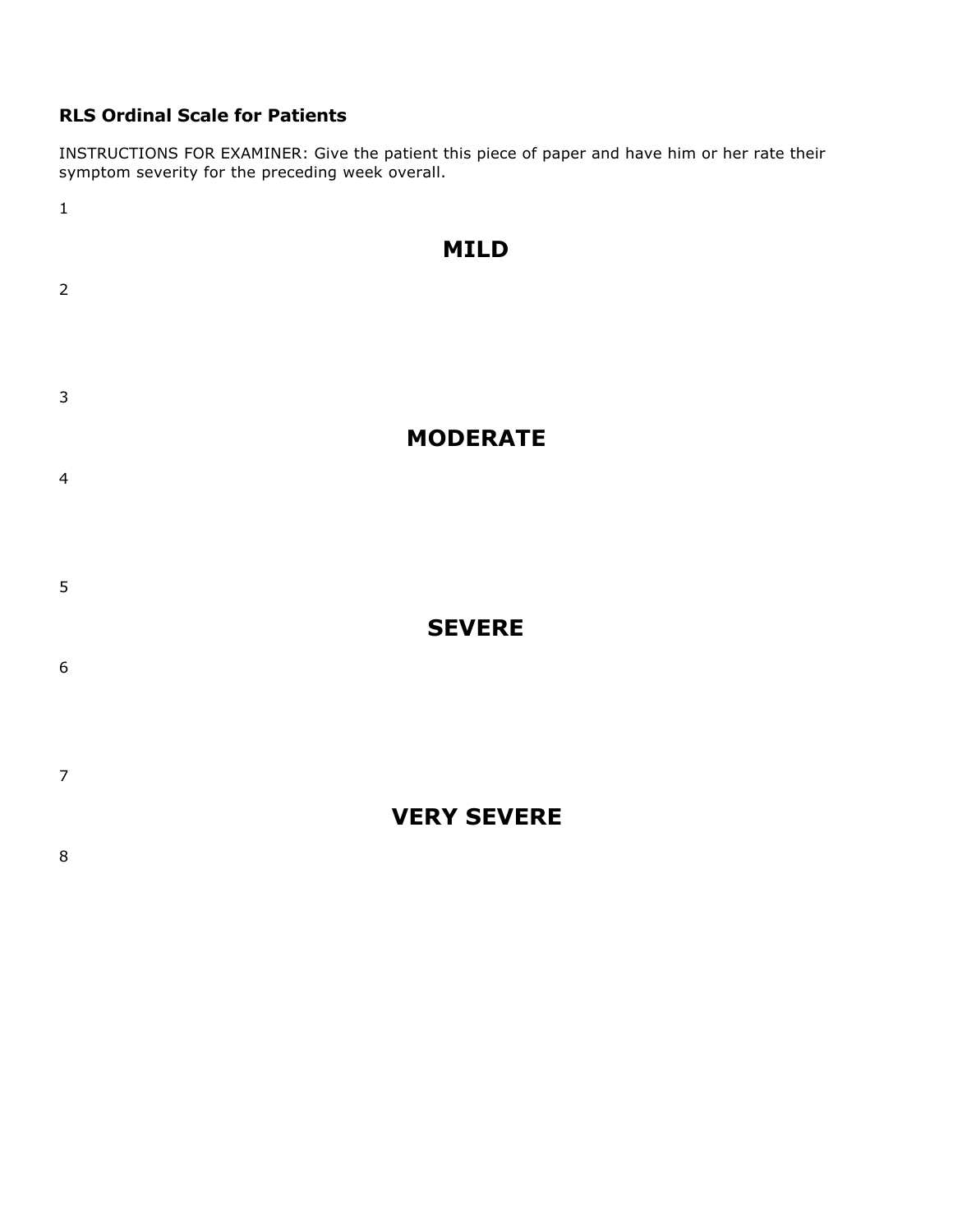**RLS Ordinal Scale for Patients**

INSTRUCTIONS FOR EXAMINER: Give the patient this piece of paper and have him or her rate their symptom severity for the preceding week overall.

1

**MILD**

2

3

**MODERATE**

4

5

**SEVERE**

6

7

**VERY SEVERE**

8